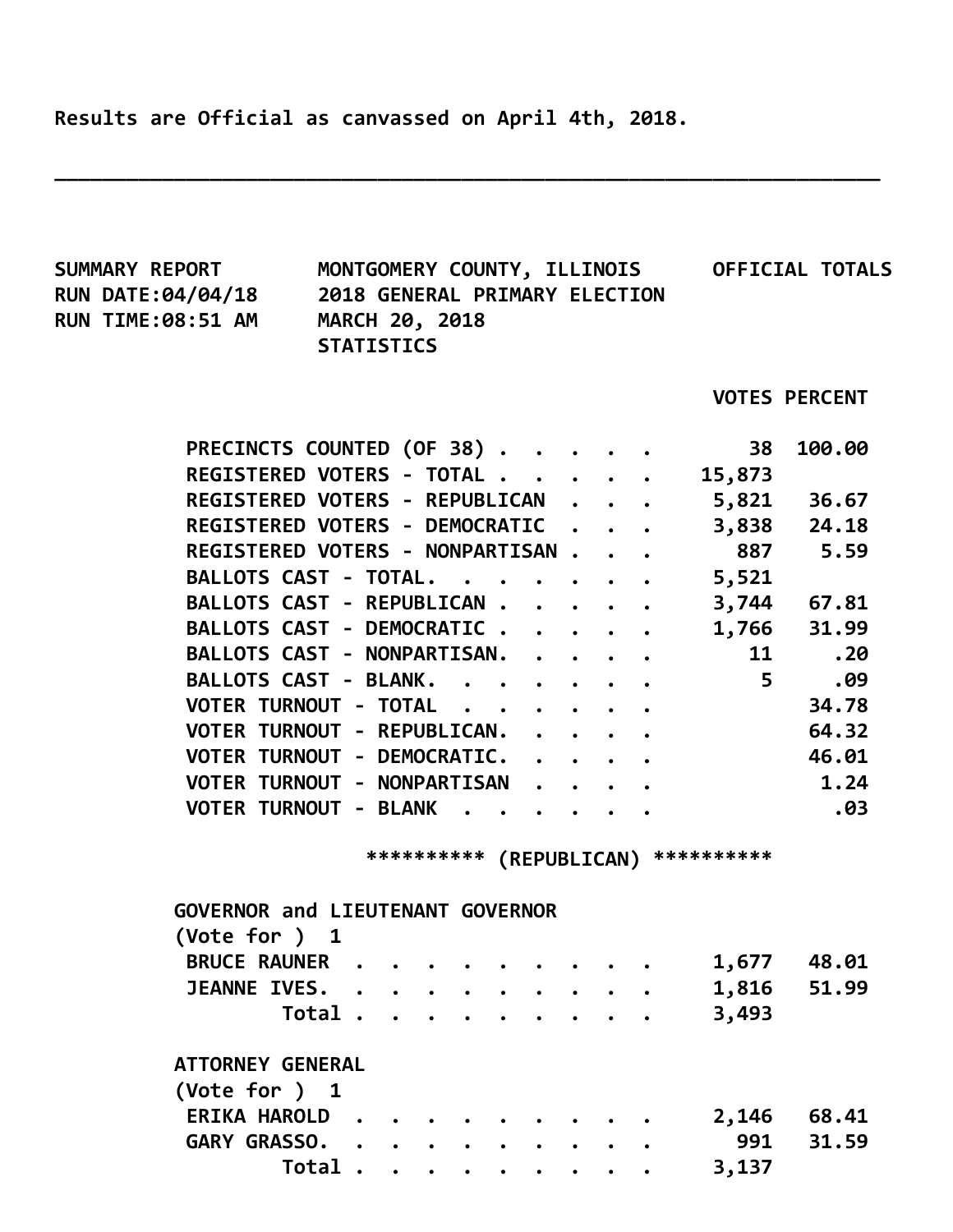Results are Official as canvassed on April 4th, 2018.

---

SUMMARY REPORT — MONTGOMERY COUNTY, ILLINOIS — OFFICIAL TOTALS

RUN DATE:04/04/18 — 2018 GENERAL PRIMARY ELECTION

RUN TIME:08:51 AM — MARCH 20, 2018

STATISTICS

| | VOTES | PERCENT |
|---|---|---|
| PRECINCTS COUNTED (OF 38) | 38 | 100.00 |
| REGISTERED VOTERS - TOTAL | 15,873 | |
| REGISTERED VOTERS - REPUBLICAN | 5,821 | 36.67 |
| REGISTERED VOTERS - DEMOCRATIC | 3,838 | 24.18 |
| REGISTERED VOTERS - NONPARTISAN | 887 | 5.59 |
| BALLOTS CAST - TOTAL. | 5,521 | |
| BALLOTS CAST - REPUBLICAN | 3,744 | 67.81 |
| BALLOTS CAST - DEMOCRATIC | 1,766 | 31.99 |
| BALLOTS CAST - NONPARTISAN. | 11 | .20 |
| BALLOTS CAST - BLANK. | 5 | .09 |
| VOTER TURNOUT - TOTAL | | 34.78 |
| VOTER TURNOUT - REPUBLICAN. | | 64.32 |
| VOTER TURNOUT - DEMOCRATIC. | | 46.01 |
| VOTER TURNOUT - NONPARTISAN | | 1.24 |
| VOTER TURNOUT - BLANK | | .03 |

********** (REPUBLICAN) **********

GOVERNOR and LIEUTENANT GOVERNOR
(Vote for ) 1

| | VOTES | PERCENT |
|---|---|---|
| BRUCE RAUNER | 1,677 | 48.01 |
| JEANNE IVES. | 1,816 | 51.99 |
| Total | 3,493 | |

ATTORNEY GENERAL
(Vote for ) 1

| | VOTES | PERCENT |
|---|---|---|
| ERIKA HAROLD | 2,146 | 68.41 |
| GARY GRASSO. | 991 | 31.59 |
| Total | 3,137 | |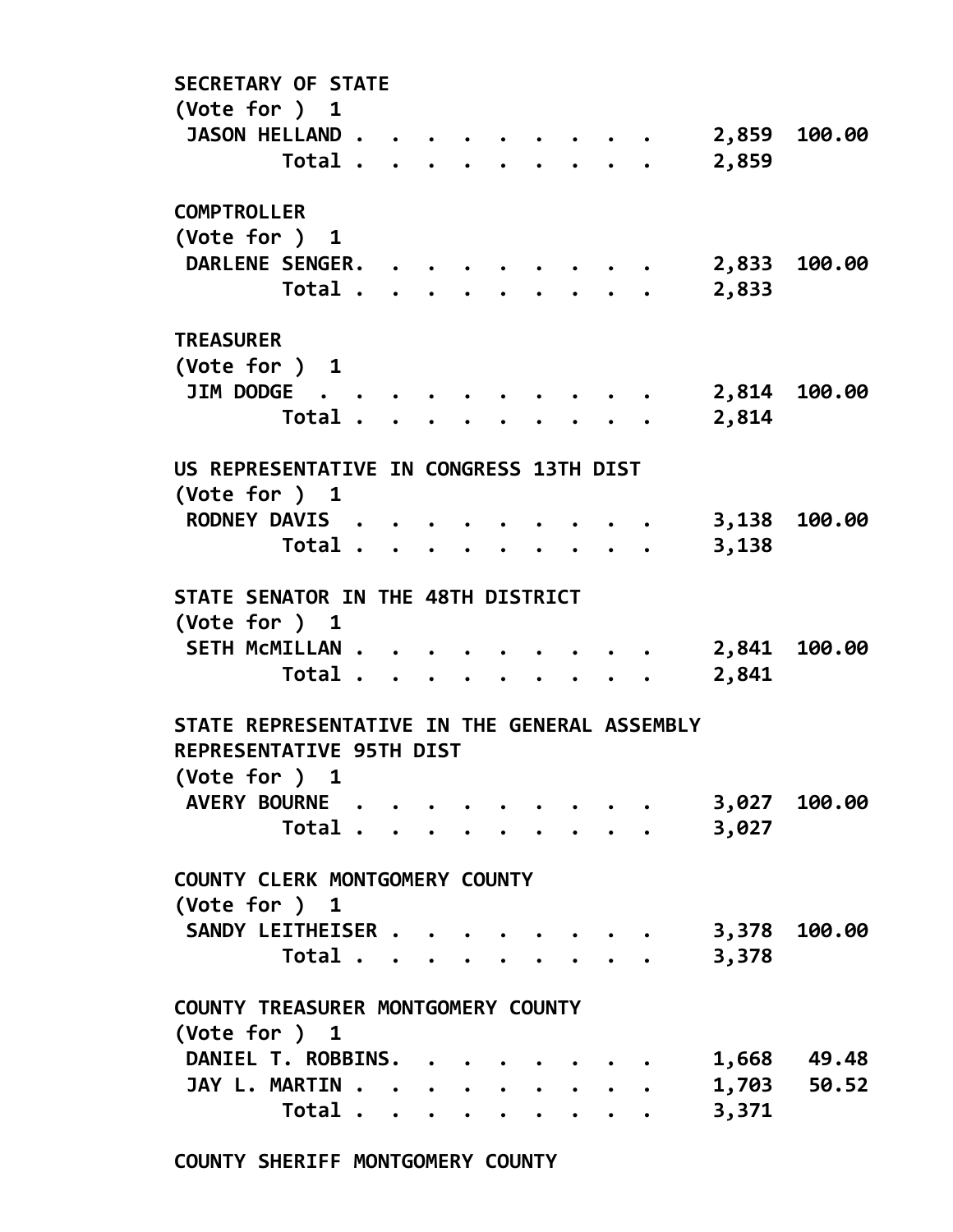**SECRETARY OF STATE**
(Vote for ) 1

| | Votes | Percent |
|---|---|---|
| JASON HELLAND | 2,859 | 100.00 |
| Total | 2,859 | |

**COMPTROLLER**
(Vote for ) 1

| | Votes | Percent |
|---|---|---|
| DARLENE SENGER | 2,833 | 100.00 |
| Total | 2,833 | |

**TREASURER**
(Vote for ) 1

| | Votes | Percent |
|---|---|---|
| JIM DODGE | 2,814 | 100.00 |
| Total | 2,814 | |

**US REPRESENTATIVE IN CONGRESS 13TH DIST**
(Vote for ) 1

| | Votes | Percent |
|---|---|---|
| RODNEY DAVIS | 3,138 | 100.00 |
| Total | 3,138 | |

**STATE SENATOR IN THE 48TH DISTRICT**
(Vote for ) 1

| | Votes | Percent |
|---|---|---|
| SETH McMILLAN | 2,841 | 100.00 |
| Total | 2,841 | |

**STATE REPRESENTATIVE IN THE GENERAL ASSEMBLY REPRESENTATIVE 95TH DIST**
(Vote for ) 1

| | Votes | Percent |
|---|---|---|
| AVERY BOURNE | 3,027 | 100.00 |
| Total | 3,027 | |

**COUNTY CLERK MONTGOMERY COUNTY**
(Vote for ) 1

| | Votes | Percent |
|---|---|---|
| SANDY LEITHEISER | 3,378 | 100.00 |
| Total | 3,378 | |

**COUNTY TREASURER MONTGOMERY COUNTY**
(Vote for ) 1

| | Votes | Percent |
|---|---|---|
| DANIEL T. ROBBINS | 1,668 | 49.48 |
| JAY L. MARTIN | 1,703 | 50.52 |
| Total | 3,371 | |

**COUNTY SHERIFF MONTGOMERY COUNTY**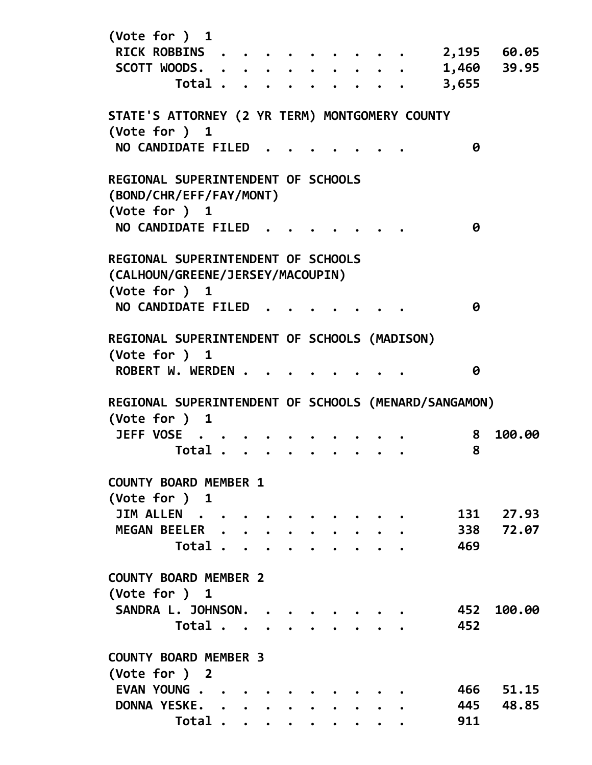(Vote for ) 1

| | Votes | Percent |
|---|---|---|
| RICK ROBBINS | 2,195 | 60.05 |
| SCOTT WOODS. | 1,460 | 39.95 |
| Total | 3,655 | |

**STATE'S ATTORNEY (2 YR TERM) MONTGOMERY COUNTY**

(Vote for ) 1

| | Votes | Percent |
|---|---|---|
| NO CANDIDATE FILED | 0 | |

**REGIONAL SUPERINTENDENT OF SCHOOLS (BOND/CHR/EFF/FAY/MONT)**

(Vote for ) 1

| | Votes | Percent |
|---|---|---|
| NO CANDIDATE FILED | 0 | |

**REGIONAL SUPERINTENDENT OF SCHOOLS (CALHOUN/GREENE/JERSEY/MACOUPIN)**

(Vote for ) 1

| | Votes | Percent |
|---|---|---|
| NO CANDIDATE FILED | 0 | |

**REGIONAL SUPERINTENDENT OF SCHOOLS (MADISON)**

(Vote for ) 1

| | Votes | Percent |
|---|---|---|
| ROBERT W. WERDEN | 0 | |

**REGIONAL SUPERINTENDENT OF SCHOOLS (MENARD/SANGAMON)**

(Vote for ) 1

| | Votes | Percent |
|---|---|---|
| JEFF VOSE | 8 | 100.00 |
| Total | 8 | |

**COUNTY BOARD MEMBER 1**

(Vote for ) 1

| | Votes | Percent |
|---|---|---|
| JIM ALLEN | 131 | 27.93 |
| MEGAN BEELER | 338 | 72.07 |
| Total | 469 | |

**COUNTY BOARD MEMBER 2**

(Vote for ) 1

| | Votes | Percent |
|---|---|---|
| SANDRA L. JOHNSON. | 452 | 100.00 |
| Total | 452 | |

**COUNTY BOARD MEMBER 3**

(Vote for ) 2

| | Votes | Percent |
|---|---|---|
| EVAN YOUNG | 466 | 51.15 |
| DONNA YESKE. | 445 | 48.85 |
| Total | 911 | |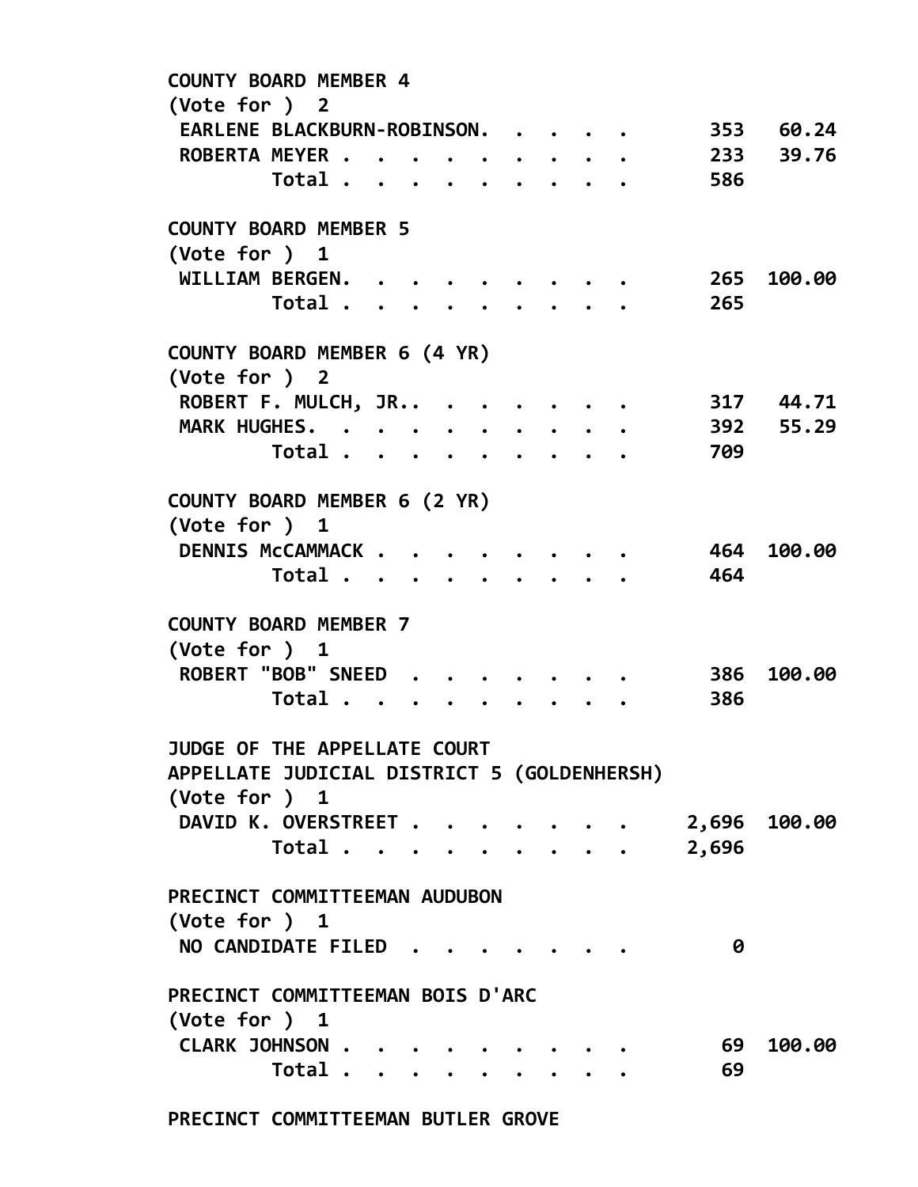**COUNTY BOARD MEMBER 4**
(Vote for ) 2

| | | |
|---|---|---|
| EARLENE BLACKBURN-ROBINSON. . . . . | 353 | 60.24 |
| ROBERTA MEYER . . . . . . . . . . | 233 | 39.76 |
| Total . . . . . . . . . . | 586 | |

**COUNTY BOARD MEMBER 5**
(Vote for ) 1

| | | |
|---|---|---|
| WILLIAM BERGEN. . . . . . . . . . | 265 | 100.00 |
| Total . . . . . . . . . . | 265 | |

**COUNTY BOARD MEMBER 6 (4 YR)**
(Vote for ) 2

| | | |
|---|---|---|
| ROBERT F. MULCH, JR.. . . . . . . . | 317 | 44.71 |
| MARK HUGHES. . . . . . . . . . . | 392 | 55.29 |
| Total . . . . . . . . . . | 709 | |

**COUNTY BOARD MEMBER 6 (2 YR)**
(Vote for ) 1

| | | |
|---|---|---|
| DENNIS McCAMMACK . . . . . . . . . | 464 | 100.00 |
| Total . . . . . . . . . . | 464 | |

**COUNTY BOARD MEMBER 7**
(Vote for ) 1

| | | |
|---|---|---|
| ROBERT "BOB" SNEED . . . . . . . . | 386 | 100.00 |
| Total . . . . . . . . . . | 386 | |

**JUDGE OF THE APPELLATE COURT**
**APPELLATE JUDICIAL DISTRICT 5 (GOLDENHERSH)**
(Vote for ) 1

| | | |
|---|---|---|
| DAVID K. OVERSTREET . . . . . . . . | 2,696 | 100.00 |
| Total . . . . . . . . . . | 2,696 | |

**PRECINCT COMMITTEEMAN AUDUBON**
(Vote for ) 1

| | | |
|---|---|---|
| NO CANDIDATE FILED . . . . . . . . | 0 | |

**PRECINCT COMMITTEEMAN BOIS D'ARC**
(Vote for ) 1

| | | |
|---|---|---|
| CLARK JOHNSON . . . . . . . . . . | 69 | 100.00 |
| Total . . . . . . . . . . | 69 | |

**PRECINCT COMMITTEEMAN BUTLER GROVE**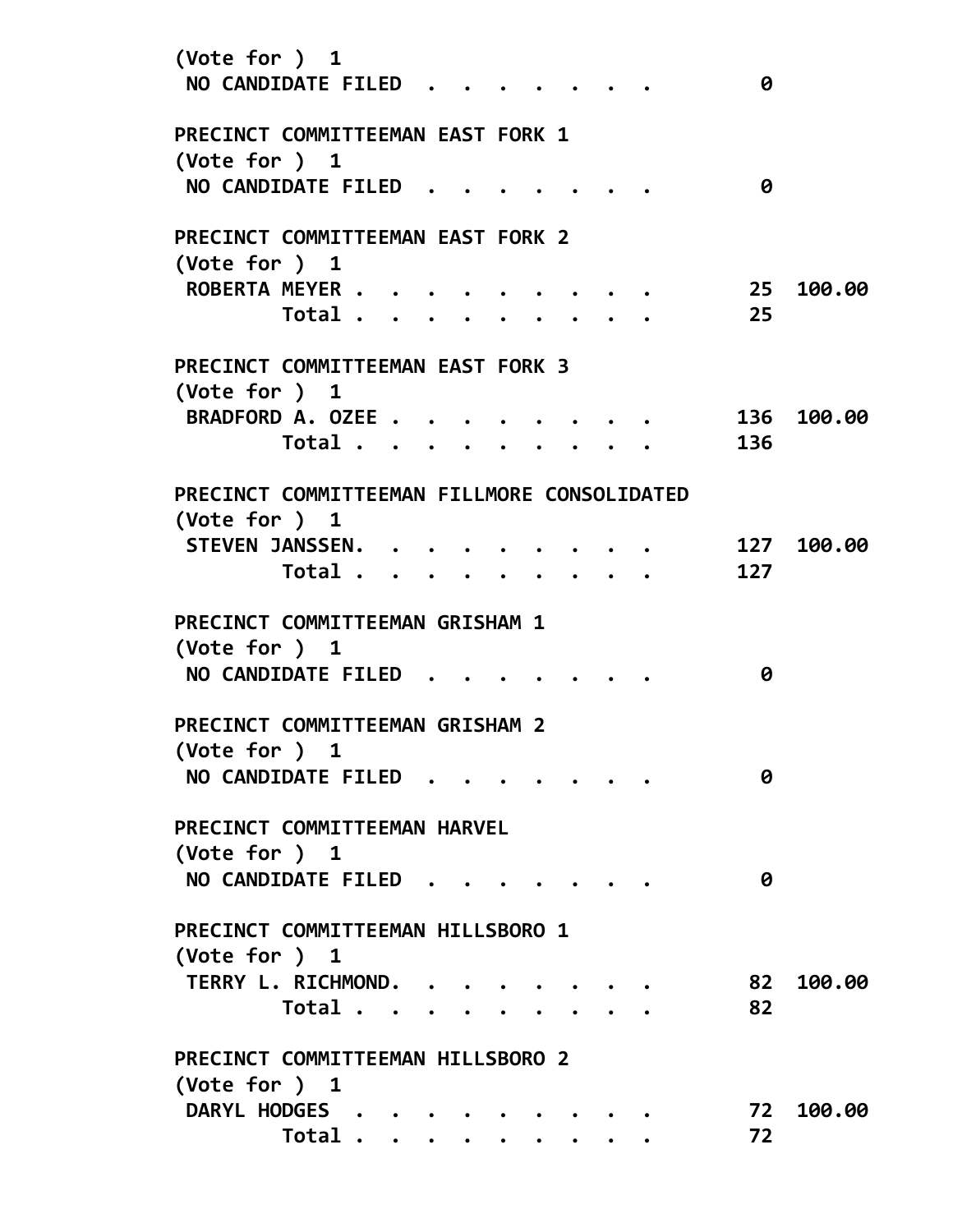(Vote for ) 1

NO CANDIDATE FILED . . . . . . . . 0

**PRECINCT COMMITTEEMAN EAST FORK 1**

(Vote for ) 1

NO CANDIDATE FILED . . . . . . . . 0

**PRECINCT COMMITTEEMAN EAST FORK 2**

(Vote for ) 1

| | | |
|---|---|---|
| ROBERTA MEYER . . . . . . . . . . | 25 | 100.00 |
| Total . . . . . . . . . . | 25 | |

**PRECINCT COMMITTEEMAN EAST FORK 3**

(Vote for ) 1

| | | |
|---|---|---|
| BRADFORD A. OZEE . . . . . . . . . | 136 | 100.00 |
| Total . . . . . . . . . . | 136 | |

**PRECINCT COMMITTEEMAN FILLMORE CONSOLIDATED**

(Vote for ) 1

| | | |
|---|---|---|
| STEVEN JANSSEN. . . . . . . . . . | 127 | 100.00 |
| Total . . . . . . . . . . | 127 | |

**PRECINCT COMMITTEEMAN GRISHAM 1**

(Vote for ) 1

NO CANDIDATE FILED . . . . . . . . 0

**PRECINCT COMMITTEEMAN GRISHAM 2**

(Vote for ) 1

NO CANDIDATE FILED . . . . . . . . 0

**PRECINCT COMMITTEEMAN HARVEL**

(Vote for ) 1

NO CANDIDATE FILED . . . . . . . . 0

**PRECINCT COMMITTEEMAN HILLSBORO 1**

(Vote for ) 1

| | | |
|---|---|---|
| TERRY L. RICHMOND. . . . . . . . . | 82 | 100.00 |
| Total . . . . . . . . . . | 82 | |

**PRECINCT COMMITTEEMAN HILLSBORO 2**

(Vote for ) 1

| | | |
|---|---|---|
| DARYL HODGES . . . . . . . . . . | 72 | 100.00 |
| Total . . . . . . . . . . | 72 | |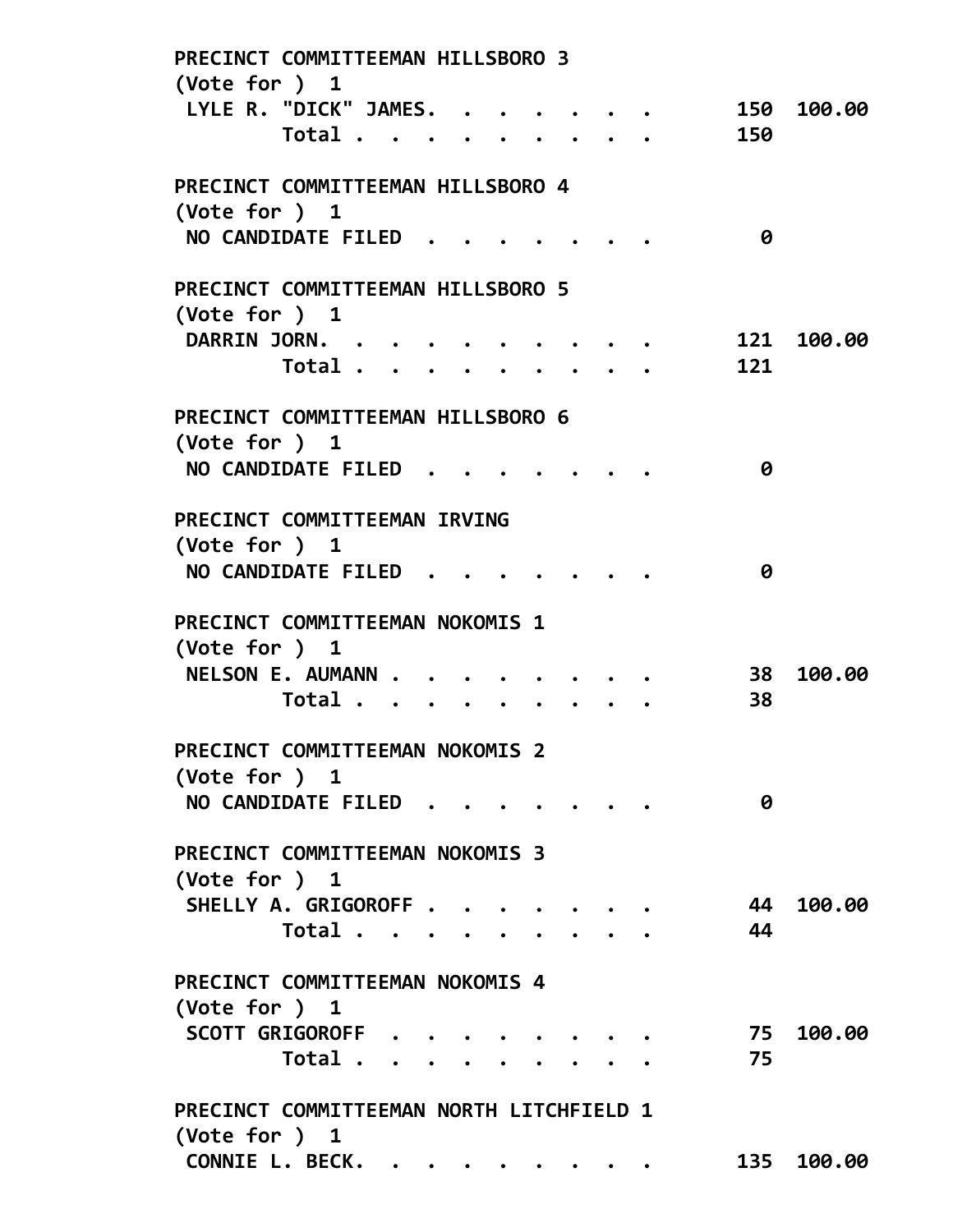**PRECINCT COMMITTEEMAN HILLSBORO 3**
(Vote for ) 1

| | | |
|---|---|---|
| LYLE R. "DICK" JAMES. . . . . . . . | 150 | 100.00 |
| Total . . . . . . . . . . | 150 | |

**PRECINCT COMMITTEEMAN HILLSBORO 4**
(Vote for ) 1

| | | |
|---|---|---|
| NO CANDIDATE FILED . . . . . . . . | 0 | |

**PRECINCT COMMITTEEMAN HILLSBORO 5**
(Vote for ) 1

| | | |
|---|---|---|
| DARRIN JORN. . . . . . . . . . . | 121 | 100.00 |
| Total . . . . . . . . . . | 121 | |

**PRECINCT COMMITTEEMAN HILLSBORO 6**
(Vote for ) 1

| | | |
|---|---|---|
| NO CANDIDATE FILED . . . . . . . . | 0 | |

**PRECINCT COMMITTEEMAN IRVING**
(Vote for ) 1

| | | |
|---|---|---|
| NO CANDIDATE FILED . . . . . . . . | 0 | |

**PRECINCT COMMITTEEMAN NOKOMIS 1**
(Vote for ) 1

| | | |
|---|---|---|
| NELSON E. AUMANN . . . . . . . . . | 38 | 100.00 |
| Total . . . . . . . . . . | 38 | |

**PRECINCT COMMITTEEMAN NOKOMIS 2**
(Vote for ) 1

| | | |
|---|---|---|
| NO CANDIDATE FILED . . . . . . . . | 0 | |

**PRECINCT COMMITTEEMAN NOKOMIS 3**
(Vote for ) 1

| | | |
|---|---|---|
| SHELLY A. GRIGOROFF . . . . . . . . | 44 | 100.00 |
| Total . . . . . . . . . . | 44 | |

**PRECINCT COMMITTEEMAN NOKOMIS 4**
(Vote for ) 1

| | | |
|---|---|---|
| SCOTT GRIGOROFF . . . . . . . . . | 75 | 100.00 |
| Total . . . . . . . . . . | 75 | |

**PRECINCT COMMITTEEMAN NORTH LITCHFIELD 1**
(Vote for ) 1

| | | |
|---|---|---|
| CONNIE L. BECK. . . . . . . . . . | 135 | 100.00 |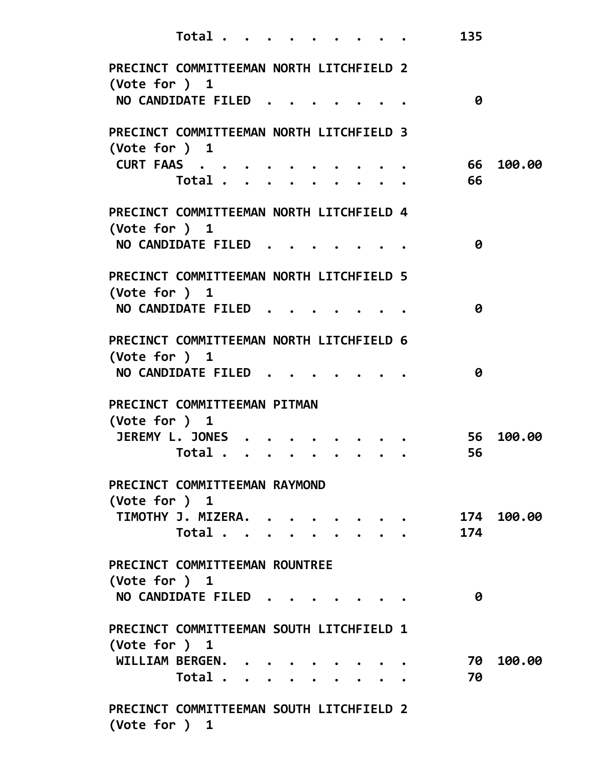```
        Total . . . . . . . . . .        135

PRECINCT COMMITTEEMAN NORTH LITCHFIELD 2
(Vote for ) 1
 NO CANDIDATE FILED . . . . . . . .        0

PRECINCT COMMITTEEMAN NORTH LITCHFIELD 3
(Vote for ) 1
 CURT FAAS . . . . . . . . . . .        66  100.00
        Total . . . . . . . . . .        66

PRECINCT COMMITTEEMAN NORTH LITCHFIELD 4
(Vote for ) 1
 NO CANDIDATE FILED . . . . . . . .        0

PRECINCT COMMITTEEMAN NORTH LITCHFIELD 5
(Vote for ) 1
 NO CANDIDATE FILED . . . . . . . .        0

PRECINCT COMMITTEEMAN NORTH LITCHFIELD 6
(Vote for ) 1
 NO CANDIDATE FILED . . . . . . . .        0

PRECINCT COMMITTEEMAN PITMAN
(Vote for ) 1
 JEREMY L. JONES . . . . . . . . .        56  100.00
        Total . . . . . . . . . .        56

PRECINCT COMMITTEEMAN RAYMOND
(Vote for ) 1
 TIMOTHY J. MIZERA. . . . . . . . .       174  100.00
        Total . . . . . . . . . .       174

PRECINCT COMMITTEEMAN ROUNTREE
(Vote for ) 1
 NO CANDIDATE FILED . . . . . . . .        0

PRECINCT COMMITTEEMAN SOUTH LITCHFIELD 1
(Vote for ) 1
 WILLIAM BERGEN. . . . . . . . . .        70  100.00
        Total . . . . . . . . . .        70

PRECINCT COMMITTEEMAN SOUTH LITCHFIELD 2
(Vote for ) 1
```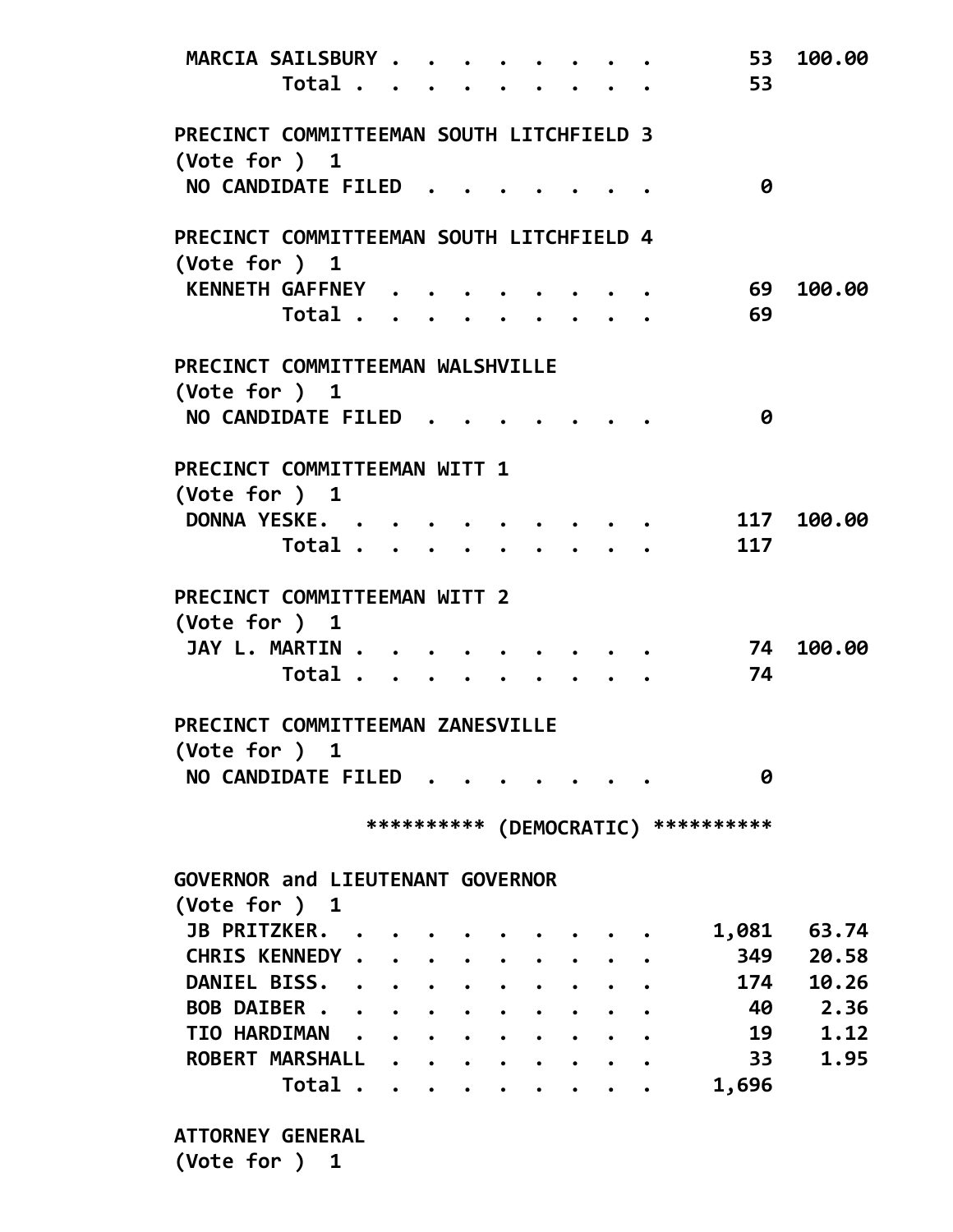| | | |
|---|---|---|
| MARCIA SAILSBURY | 53 | 100.00 |
| Total | 53 | |

PRECINCT COMMITTEEMAN SOUTH LITCHFIELD 3
(Vote for ) 1

| | | |
|---|---|---|
| NO CANDIDATE FILED | 0 | |

PRECINCT COMMITTEEMAN SOUTH LITCHFIELD 4
(Vote for ) 1

| | | |
|---|---|---|
| KENNETH GAFFNEY | 69 | 100.00 |
| Total | 69 | |

PRECINCT COMMITTEEMAN WALSHVILLE
(Vote for ) 1

| | | |
|---|---|---|
| NO CANDIDATE FILED | 0 | |

PRECINCT COMMITTEEMAN WITT 1
(Vote for ) 1

| | | |
|---|---|---|
| DONNA YESKE. | 117 | 100.00 |
| Total | 117 | |

PRECINCT COMMITTEEMAN WITT 2
(Vote for ) 1

| | | |
|---|---|---|
| JAY L. MARTIN | 74 | 100.00 |
| Total | 74 | |

PRECINCT COMMITTEEMAN ZANESVILLE
(Vote for ) 1

| | | |
|---|---|---|
| NO CANDIDATE FILED | 0 | |

********** (DEMOCRATIC) **********

GOVERNOR and LIEUTENANT GOVERNOR
(Vote for ) 1

| | | |
|---|---|---|
| JB PRITZKER. | 1,081 | 63.74 |
| CHRIS KENNEDY | 349 | 20.58 |
| DANIEL BISS. | 174 | 10.26 |
| BOB DAIBER | 40 | 2.36 |
| TIO HARDIMAN | 19 | 1.12 |
| ROBERT MARSHALL | 33 | 1.95 |
| Total | 1,696 | |

ATTORNEY GENERAL
(Vote for ) 1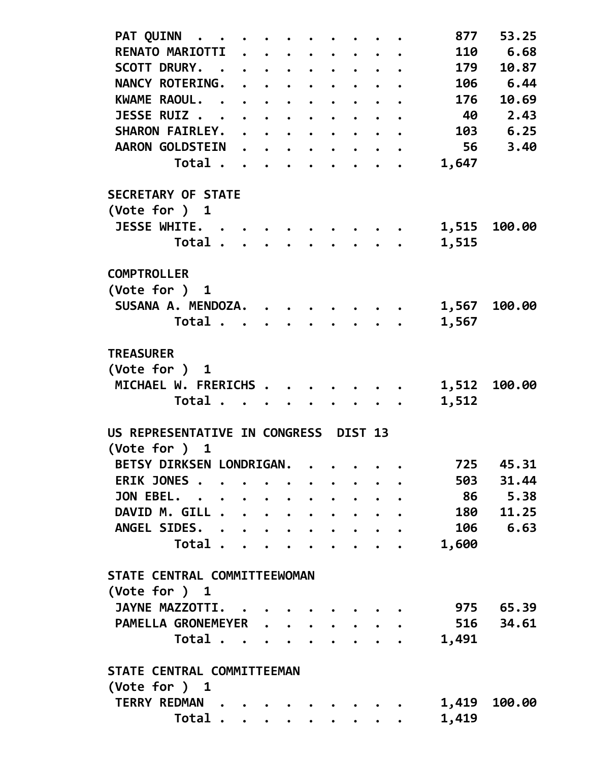| | | |
|---|---|---|
| PAT QUINN | 877 | 53.25 |
| RENATO MARIOTTI | 110 | 6.68 |
| SCOTT DRURY. | 179 | 10.87 |
| NANCY ROTERING. | 106 | 6.44 |
| KWAME RAOUL. | 176 | 10.69 |
| JESSE RUIZ | 40 | 2.43 |
| SHARON FAIRLEY. | 103 | 6.25 |
| AARON GOLDSTEIN | 56 | 3.40 |
| Total | 1,647 | |

## SECRETARY OF STATE

(Vote for ) 1

| | | |
|---|---|---|
| JESSE WHITE. | 1,515 | 100.00 |
| Total | 1,515 | |

## COMPTROLLER

(Vote for ) 1

| | | |
|---|---|---|
| SUSANA A. MENDOZA. | 1,567 | 100.00 |
| Total | 1,567 | |

## TREASURER

(Vote for ) 1

| | | |
|---|---|---|
| MICHAEL W. FRERICHS | 1,512 | 100.00 |
| Total | 1,512 | |

## US REPRESENTATIVE IN CONGRESS DIST 13

(Vote for ) 1

| | | |
|---|---|---|
| BETSY DIRKSEN LONDRIGAN. | 725 | 45.31 |
| ERIK JONES | 503 | 31.44 |
| JON EBEL. | 86 | 5.38 |
| DAVID M. GILL | 180 | 11.25 |
| ANGEL SIDES. | 106 | 6.63 |
| Total | 1,600 | |

## STATE CENTRAL COMMITTEEWOMAN

(Vote for ) 1

| | | |
|---|---|---|
| JAYNE MAZZOTTI. | 975 | 65.39 |
| PAMELLA GRONEMEYER | 516 | 34.61 |
| Total | 1,491 | |

## STATE CENTRAL COMMITTEEMAN

(Vote for ) 1

| | | |
|---|---|---|
| TERRY REDMAN | 1,419 | 100.00 |
| Total | 1,419 | |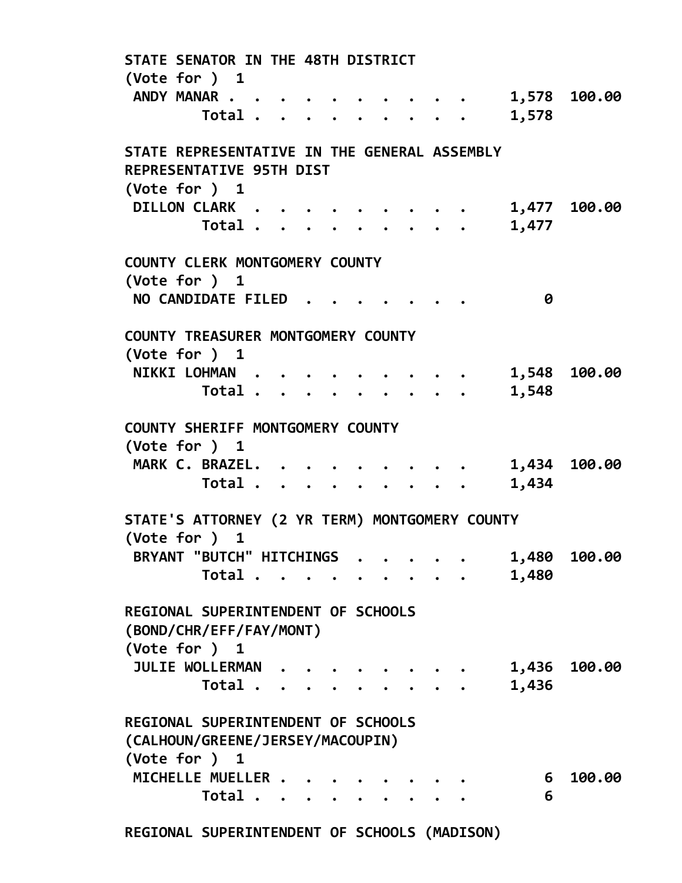STATE SENATOR IN THE 48TH DISTRICT
(Vote for ) 1

| | | |
|---|---|---|
| ANDY MANAR . . . . . . . . . . . | 1,578 | 100.00 |
| Total . . . . . . . . . . | 1,578 | |

STATE REPRESENTATIVE IN THE GENERAL ASSEMBLY
REPRESENTATIVE 95TH DIST
(Vote for ) 1

| | | |
|---|---|---|
| DILLON CLARK . . . . . . . . . . | 1,477 | 100.00 |
| Total . . . . . . . . . . | 1,477 | |

COUNTY CLERK MONTGOMERY COUNTY
(Vote for ) 1

| | | |
|---|---|---|
| NO CANDIDATE FILED . . . . . . . | 0 | |

COUNTY TREASURER MONTGOMERY COUNTY
(Vote for ) 1

| | | |
|---|---|---|
| NIKKI LOHMAN . . . . . . . . . . | 1,548 | 100.00 |
| Total . . . . . . . . . . | 1,548 | |

COUNTY SHERIFF MONTGOMERY COUNTY
(Vote for ) 1

| | | |
|---|---|---|
| MARK C. BRAZEL. . . . . . . . . . | 1,434 | 100.00 |
| Total . . . . . . . . . . | 1,434 | |

STATE'S ATTORNEY (2 YR TERM) MONTGOMERY COUNTY
(Vote for ) 1

| | | |
|---|---|---|
| BRYANT "BUTCH" HITCHINGS . . . . . . | 1,480 | 100.00 |
| Total . . . . . . . . . . | 1,480 | |

REGIONAL SUPERINTENDENT OF SCHOOLS
(BOND/CHR/EFF/FAY/MONT)
(Vote for ) 1

| | | |
|---|---|---|
| JULIE WOLLERMAN . . . . . . . . . | 1,436 | 100.00 |
| Total . . . . . . . . . . | 1,436 | |

REGIONAL SUPERINTENDENT OF SCHOOLS
(CALHOUN/GREENE/JERSEY/MACOUPIN)
(Vote for ) 1

| | | |
|---|---|---|
| MICHELLE MUELLER . . . . . . . . . | 6 | 100.00 |
| Total . . . . . . . . . . | 6 | |

REGIONAL SUPERINTENDENT OF SCHOOLS (MADISON)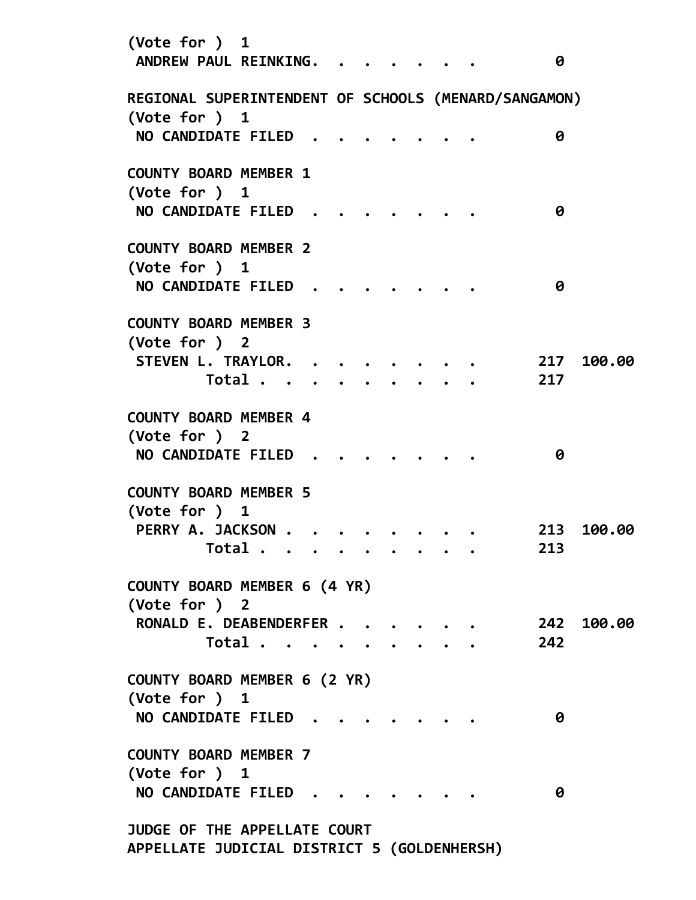(Vote for ) 1
ANDREW PAUL REINKING. . . . . . . . 0

REGIONAL SUPERINTENDENT OF SCHOOLS (MENARD/SANGAMON)
(Vote for ) 1
NO CANDIDATE FILED . . . . . . . . 0

COUNTY BOARD MEMBER 1
(Vote for ) 1
NO CANDIDATE FILED . . . . . . . . 0

COUNTY BOARD MEMBER 2
(Vote for ) 1
NO CANDIDATE FILED . . . . . . . . 0

COUNTY BOARD MEMBER 3
(Vote for ) 2

| | | |
|---|---|---|
| STEVEN L. TRAYLOR. . . . . . . . . | 217 | 100.00 |
| Total . . . . . . . . . . | 217 | |

COUNTY BOARD MEMBER 4
(Vote for ) 2
NO CANDIDATE FILED . . . . . . . . 0

COUNTY BOARD MEMBER 5
(Vote for ) 1

| | | |
|---|---|---|
| PERRY A. JACKSON . . . . . . . . . | 213 | 100.00 |
| Total . . . . . . . . . . | 213 | |

COUNTY BOARD MEMBER 6 (4 YR)
(Vote for ) 2

| | | |
|---|---|---|
| RONALD E. DEABENDERFER . . . . . . . | 242 | 100.00 |
| Total . . . . . . . . . . | 242 | |

COUNTY BOARD MEMBER 6 (2 YR)
(Vote for ) 1
NO CANDIDATE FILED . . . . . . . . 0

COUNTY BOARD MEMBER 7
(Vote for ) 1
NO CANDIDATE FILED . . . . . . . . 0

JUDGE OF THE APPELLATE COURT
APPELLATE JUDICIAL DISTRICT 5 (GOLDENHERSH)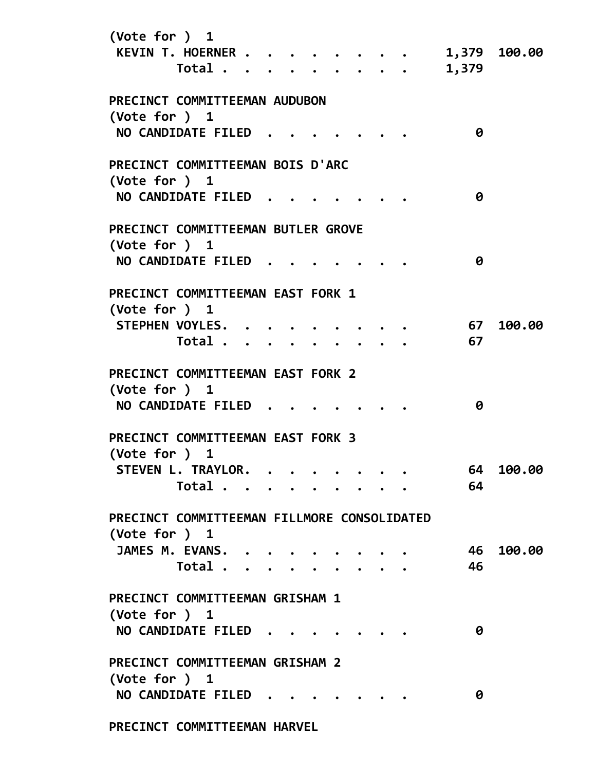(Vote for ) 1

| | | |
|---|---|---|
| KEVIN T. HOERNER | 1,379 | 100.00 |
| Total | 1,379 | |

**PRECINCT COMMITTEEMAN AUDUBON**
(Vote for ) 1

| | | |
|---|---|---|
| NO CANDIDATE FILED | 0 | |

**PRECINCT COMMITTEEMAN BOIS D'ARC**
(Vote for ) 1

| | | |
|---|---|---|
| NO CANDIDATE FILED | 0 | |

**PRECINCT COMMITTEEMAN BUTLER GROVE**
(Vote for ) 1

| | | |
|---|---|---|
| NO CANDIDATE FILED | 0 | |

**PRECINCT COMMITTEEMAN EAST FORK 1**
(Vote for ) 1

| | | |
|---|---|---|
| STEPHEN VOYLES | 67 | 100.00 |
| Total | 67 | |

**PRECINCT COMMITTEEMAN EAST FORK 2**
(Vote for ) 1

| | | |
|---|---|---|
| NO CANDIDATE FILED | 0 | |

**PRECINCT COMMITTEEMAN EAST FORK 3**
(Vote for ) 1

| | | |
|---|---|---|
| STEVEN L. TRAYLOR | 64 | 100.00 |
| Total | 64 | |

**PRECINCT COMMITTEEMAN FILLMORE CONSOLIDATED**
(Vote for ) 1

| | | |
|---|---|---|
| JAMES M. EVANS | 46 | 100.00 |
| Total | 46 | |

**PRECINCT COMMITTEEMAN GRISHAM 1**
(Vote for ) 1

| | | |
|---|---|---|
| NO CANDIDATE FILED | 0 | |

**PRECINCT COMMITTEEMAN GRISHAM 2**
(Vote for ) 1

| | | |
|---|---|---|
| NO CANDIDATE FILED | 0 | |

**PRECINCT COMMITTEEMAN HARVEL**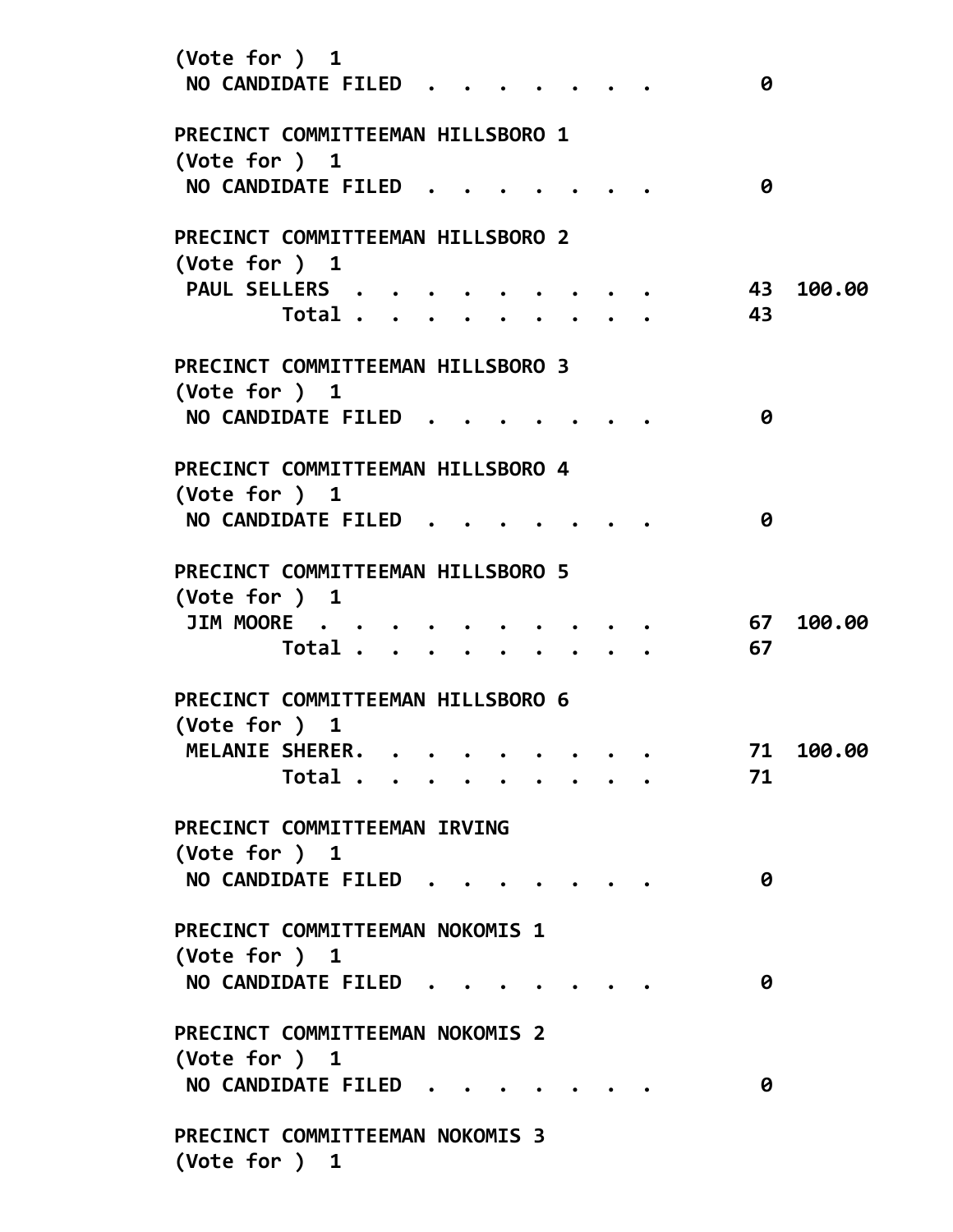(Vote for ) 1
NO CANDIDATE FILED . . . . . . . . 0

PRECINCT COMMITTEEMAN HILLSBORO 1
(Vote for ) 1
NO CANDIDATE FILED . . . . . . . . 0

PRECINCT COMMITTEEMAN HILLSBORO 2
(Vote for ) 1

| | | |
|---|---|---|
| PAUL SELLERS . . . . . . . . . . . | 43 | 100.00 |
| Total . . . . . . . . . . | 43 | |

PRECINCT COMMITTEEMAN HILLSBORO 3
(Vote for ) 1
NO CANDIDATE FILED . . . . . . . . 0

PRECINCT COMMITTEEMAN HILLSBORO 4
(Vote for ) 1
NO CANDIDATE FILED . . . . . . . . 0

PRECINCT COMMITTEEMAN HILLSBORO 5
(Vote for ) 1

| | | |
|---|---|---|
| JIM MOORE . . . . . . . . . . . . | 67 | 100.00 |
| Total . . . . . . . . . . | 67 | |

PRECINCT COMMITTEEMAN HILLSBORO 6
(Vote for ) 1

| | | |
|---|---|---|
| MELANIE SHERER. . . . . . . . . . | 71 | 100.00 |
| Total . . . . . . . . . . | 71 | |

PRECINCT COMMITTEEMAN IRVING
(Vote for ) 1
NO CANDIDATE FILED . . . . . . . . 0

PRECINCT COMMITTEEMAN NOKOMIS 1
(Vote for ) 1
NO CANDIDATE FILED . . . . . . . . 0

PRECINCT COMMITTEEMAN NOKOMIS 2
(Vote for ) 1
NO CANDIDATE FILED . . . . . . . . 0

PRECINCT COMMITTEEMAN NOKOMIS 3
(Vote for ) 1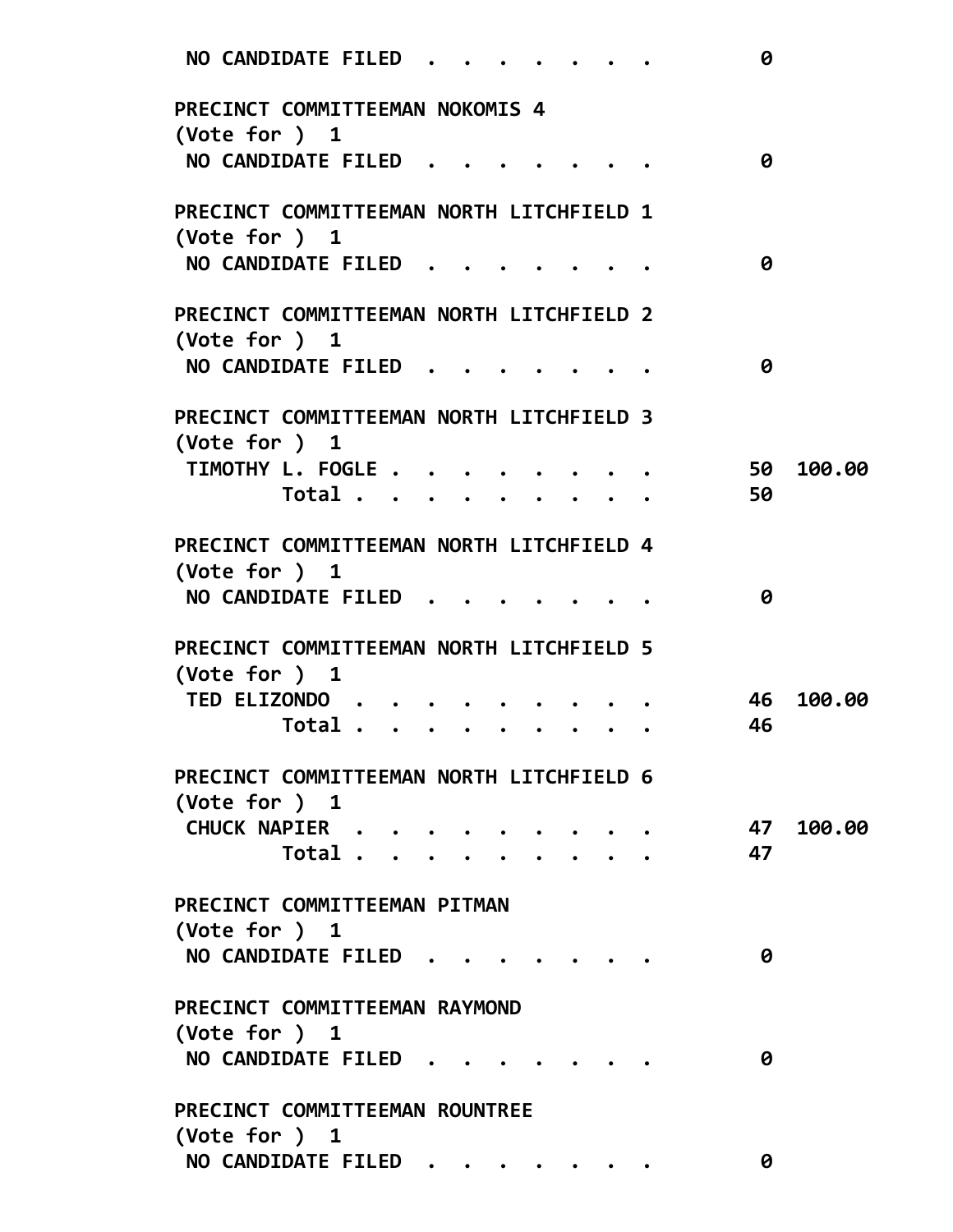NO CANDIDATE FILED . . . . . . . . 0

**PRECINCT COMMITTEEMAN NOKOMIS 4**
(Vote for ) 1

NO CANDIDATE FILED . . . . . . . . 0

**PRECINCT COMMITTEEMAN NORTH LITCHFIELD 1**
(Vote for ) 1

NO CANDIDATE FILED . . . . . . . . 0

**PRECINCT COMMITTEEMAN NORTH LITCHFIELD 2**
(Vote for ) 1

NO CANDIDATE FILED . . . . . . . . 0

**PRECINCT COMMITTEEMAN NORTH LITCHFIELD 3**
(Vote for ) 1

| Candidate | Votes | Percent |
|---|---|---|
| TIMOTHY L. FOGLE . . . . . . . . . . | 50 | 100.00 |
| Total . . . . . . . . . . | 50 | |

**PRECINCT COMMITTEEMAN NORTH LITCHFIELD 4**
(Vote for ) 1

NO CANDIDATE FILED . . . . . . . . 0

**PRECINCT COMMITTEEMAN NORTH LITCHFIELD 5**
(Vote for ) 1

| Candidate | Votes | Percent |
|---|---|---|
| TED ELIZONDO . . . . . . . . . . | 46 | 100.00 |
| Total . . . . . . . . . . | 46 | |

**PRECINCT COMMITTEEMAN NORTH LITCHFIELD 6**
(Vote for ) 1

| Candidate | Votes | Percent |
|---|---|---|
| CHUCK NAPIER . . . . . . . . . . | 47 | 100.00 |
| Total . . . . . . . . . . | 47 | |

**PRECINCT COMMITTEEMAN PITMAN**
(Vote for ) 1

NO CANDIDATE FILED . . . . . . . . 0

**PRECINCT COMMITTEEMAN RAYMOND**
(Vote for ) 1

NO CANDIDATE FILED . . . . . . . . 0

**PRECINCT COMMITTEEMAN ROUNTREE**
(Vote for ) 1

NO CANDIDATE FILED . . . . . . . . 0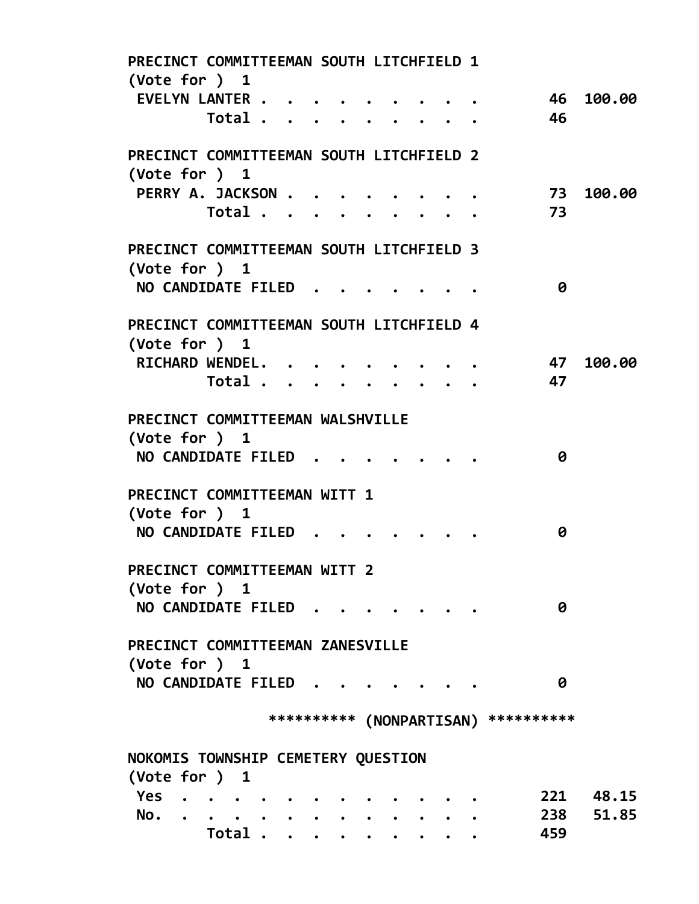PRECINCT COMMITTEEMAN SOUTH LITCHFIELD 1
(Vote for ) 1

| | | |
|---|---|---|
| EVELYN LANTER | 46 | 100.00 |
| Total | 46 | |

PRECINCT COMMITTEEMAN SOUTH LITCHFIELD 2
(Vote for ) 1

| | | |
|---|---|---|
| PERRY A. JACKSON | 73 | 100.00 |
| Total | 73 | |

PRECINCT COMMITTEEMAN SOUTH LITCHFIELD 3
(Vote for ) 1

| | | |
|---|---|---|
| NO CANDIDATE FILED | 0 | |

PRECINCT COMMITTEEMAN SOUTH LITCHFIELD 4
(Vote for ) 1

| | | |
|---|---|---|
| RICHARD WENDEL | 47 | 100.00 |
| Total | 47 | |

PRECINCT COMMITTEEMAN WALSHVILLE
(Vote for ) 1

| | | |
|---|---|---|
| NO CANDIDATE FILED | 0 | |

PRECINCT COMMITTEEMAN WITT 1
(Vote for ) 1

| | | |
|---|---|---|
| NO CANDIDATE FILED | 0 | |

PRECINCT COMMITTEEMAN WITT 2
(Vote for ) 1

| | | |
|---|---|---|
| NO CANDIDATE FILED | 0 | |

PRECINCT COMMITTEEMAN ZANESVILLE
(Vote for ) 1

| | | |
|---|---|---|
| NO CANDIDATE FILED | 0 | |

********** (NONPARTISAN) **********

NOKOMIS TOWNSHIP CEMETERY QUESTION
(Vote for ) 1

| | | |
|---|---|---|
| Yes | 221 | 48.15 |
| No. | 238 | 51.85 |
| Total | 459 | |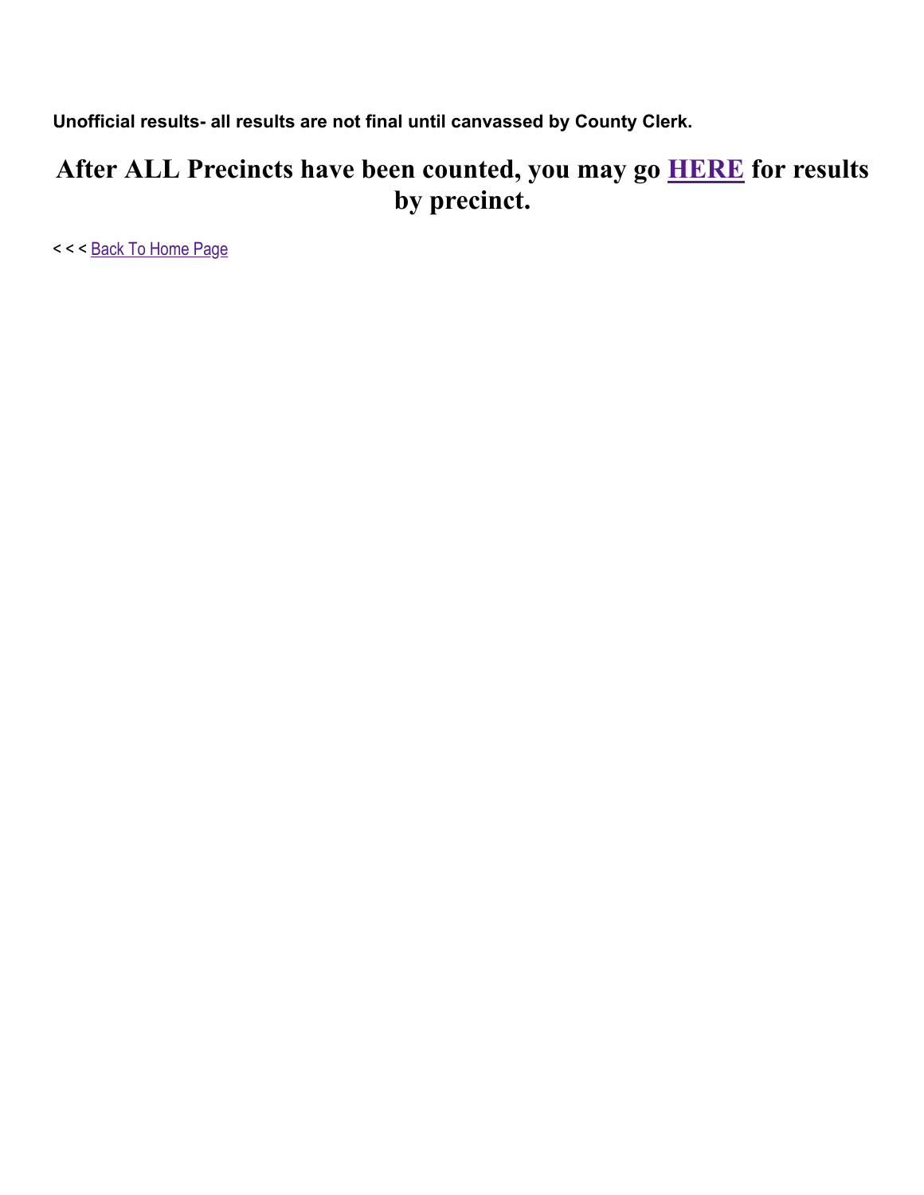**Unofficial results- all results are not final until canvassed by County Clerk.**

## After ALL Precincts have been counted, you may go HERE for results by precinct.

< < < Back To Home Page